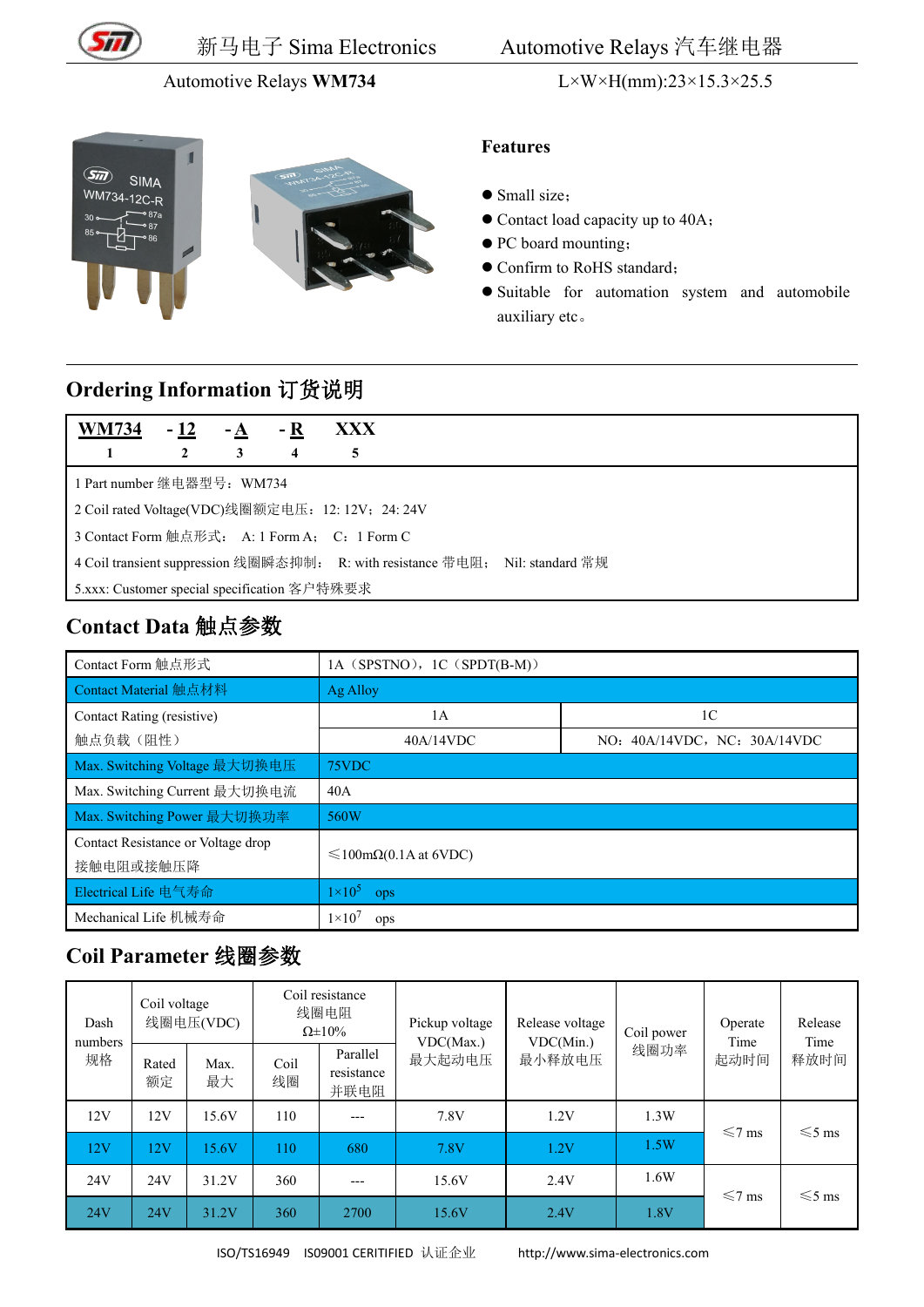新马电子 Sima Electronics　　Automotive Relays 汽车继电器

Automotive Relays **WM734**　　L×W×H(mm):23×15.3×25.5

## Features

- Small size；
- Contact load capacity up to 40A；
- PC board mounting；
- Confirm to RoHS standard；
- Suitable for automation system and automobile auxiliary etc。

## Ordering Information 订货说明

| **WM734** | **- 12** | **- A** | **- R** | **XXX** |
|---|---|---|---|---|
| 1 | 2 | 3 | 4 | 5 |

1 Part number 继电器型号：WM734

2 Coil rated Voltage(VDC)线圈额定电压：12: 12V；24: 24V

3 Contact Form 触点形式： A: 1 Form A； C：1 Form C

4 Coil transient suppression 线圈瞬态抑制： R: with resistance 带电阻； Nil: standard 常规

5.xxx: Customer special specification 客户特殊要求

## Contact Data 触点参数

| Contact Form 触点形式 | 1A（SPSTNO），1C（SPDT(B-M)） | |
|---|---|---|
| Contact Material 触点材料 | Ag Alloy | |
| Contact Rating (resistive) 触点负载（阻性） | 1A | 1C |
| | 40A/14VDC | NO：40A/14VDC，NC：30A/14VDC |
| Max. Switching Voltage 最大切换电压 | 75VDC | |
| Max. Switching Current 最大切换电流 | 40A | |
| Max. Switching Power 最大切换功率 | 560W | |
| Contact Resistance or Voltage drop 接触电阻或接触压降 | ≤100mΩ(0.1A at 6VDC) | |
| Electrical Life 电气寿命 | $1\times10^5$ ops | |
| Mechanical Life 机械寿命 | $1\times10^7$ ops | |

## Coil Parameter 线圈参数

| Dash numbers 规格 | Coil voltage 线圈电压(VDC) | | Coil resistance 线圈电阻 Ω±10% | | Pickup voltage VDC(Max.) 最大起动电压 | Release voltage VDC(Min.) 最小释放电压 | Coil power 线圈功率 | Operate Time 起动时间 | Release Time 释放时间 |
|---|---|---|---|---|---|---|---|---|---|
| | Rated 额定 | Max. 最大 | Coil 线圈 | Parallel resistance 并联电阻 | | | | | |
| 12V | 12V | 15.6V | 110 | --- | 7.8V | 1.2V | 1.3W | ≤7 ms | ≤5 ms |
| 12V | 12V | 15.6V | 110 | 680 | 7.8V | 1.2V | 1.5W | | |
| 24V | 24V | 31.2V | 360 | --- | 15.6V | 2.4V | 1.6W | ≤7 ms | ≤5 ms |
| 24V | 24V | 31.2V | 360 | 2700 | 15.6V | 2.4V | 1.8V | | |

ISO/TS16949　IS09001 CERITIFIED 认证企业　　http://www.sima-electronics.com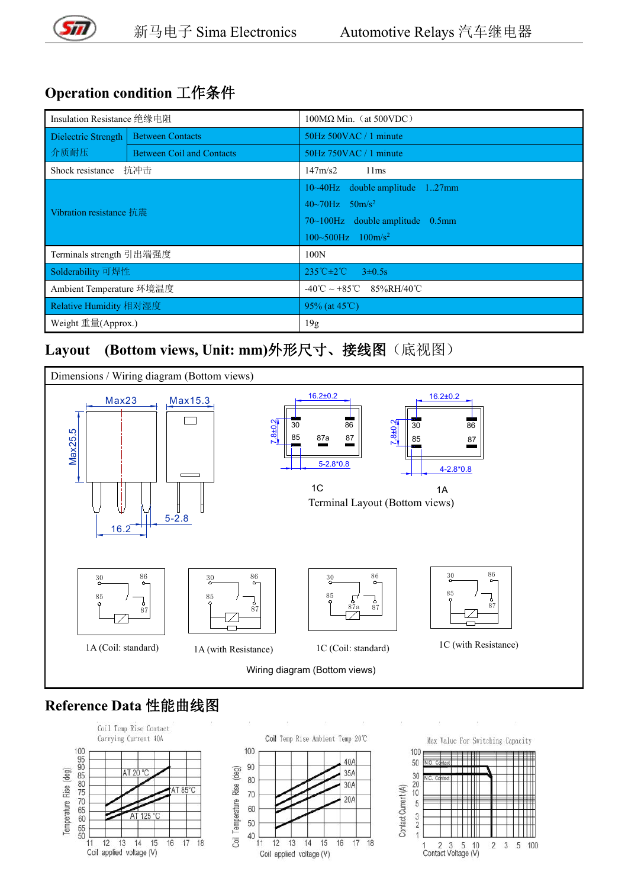## Operation condition 工作条件

| | | |
|---|---|---|
| Insulation Resistance 绝缘电阻 | | 100MΩ Min.（at 500VDC） |
| Dielectric Strength 介质耐压 | Between Contacts | 50Hz 500VAC / 1 minute |
| | Between Coil and Contacts | 50Hz 750VAC / 1 minute |
| Shock resistance 抗冲击 | | 147m/s2 11ms |
| Vibration resistance 抗震 | | 10~40Hz double amplitude 1..27mm<br>40~70Hz 50m/s$^2$<br>70~100Hz double amplitude 0.5mm<br>100~500Hz 100m/s$^2$ |
| Terminals strength 引出端强度 | | 100N |
| Solderability 可焊性 | | 235℃±2℃ 3±0.5s |
| Ambient Temperature 环境温度 | | -40℃ ~ +85℃ 85%RH/40℃ |
| Relative Humidity 相对湿度 | | 95% (at 45℃) |
| Weight 重量(Approx.) | | 19g |

## Layout (Bottom views, Unit: mm)外形尺寸、接线图（底视图）

Dimensions / Wiring diagram (Bottom views)

Max23
Max15.3
Max25.5
16.2
5-2.8

16.2±0.2
7.8±0.2
30 86
85 87a 87
5-2.8*0.8
1C

16.2±0.2
7.8±0.2
30 86
85 87
4-2.8*0.8
1A

Terminal Layout (Bottom views)

1A (Coil: standard)
1A (with Resistance)
1C (Coil: standard)
1C (with Resistance)

Wiring diagram (Bottom views)

## Reference Data 性能曲线图

Coil Temp Rise Contact Carrying Current 40A
Temperature Rise (deg)
AT 20 °C
AT 85°C
AT 125 °C
Coil applied voltage (V)

Coil Temp Rise Ambient Temp 20℃
Coil Temperature Rise (deg)
40A
35A
30A
20A
Coil applied voltage (V)

Max Value For Switching Capacity
Contact Current (A)
N.O. Contact
N.C. Contact
Contact Voltage (V)